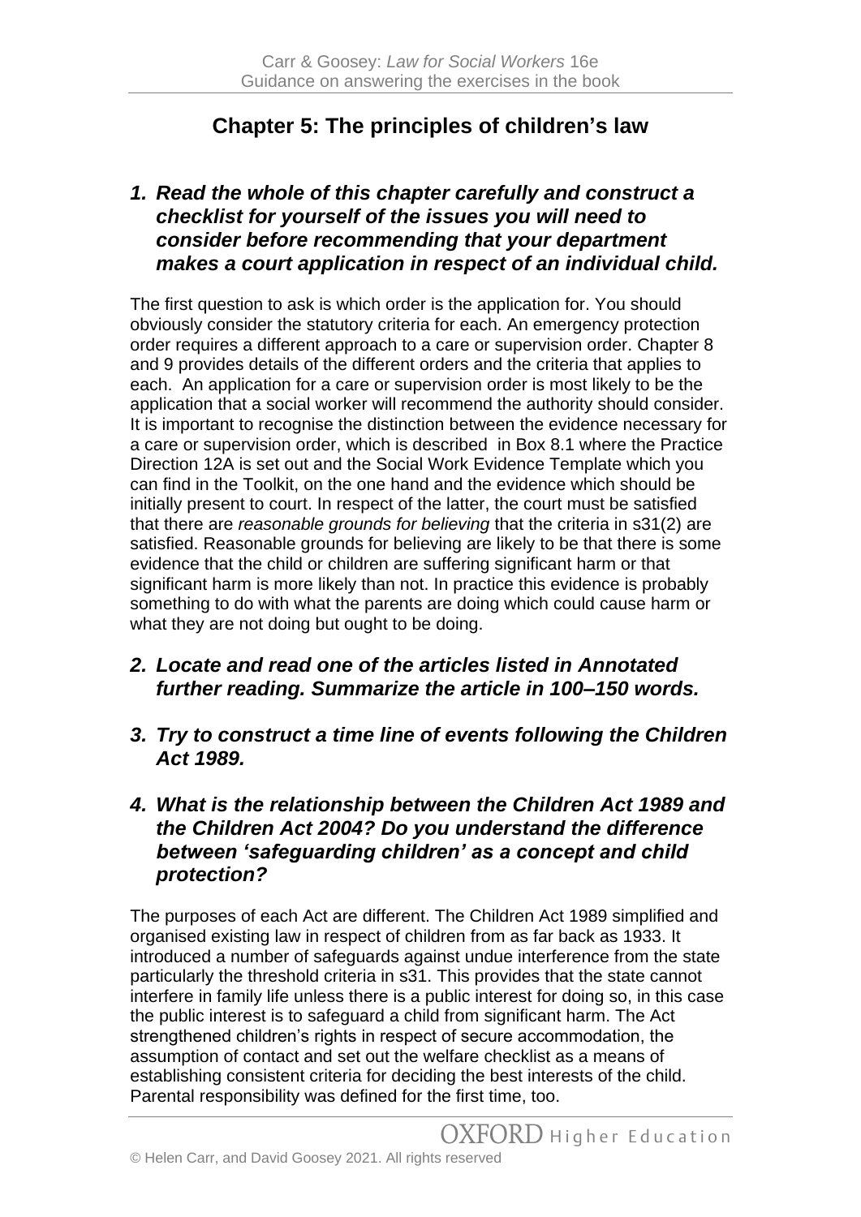# Chapter 5: The principles of children's law

## *1. Read the whole of this chapter carefully and construct a checklist for yourself of the issues you will need to consider before recommending that your department makes a court application in respect of an individual child.*

The first question to ask is which order is the application for. You should obviously consider the statutory criteria for each. An emergency protection order requires a different approach to a care or supervision order. Chapter 8 and 9 provides details of the different orders and the criteria that applies to each. An application for a care or supervision order is most likely to be the application that a social worker will recommend the authority should consider. It is important to recognise the distinction between the evidence necessary for a care or supervision order, which is described in Box 8.1 where the Practice Direction 12A is set out and the Social Work Evidence Template which you can find in the Toolkit, on the one hand and the evidence which should be initially present to court. In respect of the latter, the court must be satisfied that there are *reasonable grounds for believing* that the criteria in s31(2) are satisfied. Reasonable grounds for believing are likely to be that there is some evidence that the child or children are suffering significant harm or that significant harm is more likely than not. In practice this evidence is probably something to do with what the parents are doing which could cause harm or what they are not doing but ought to be doing.

## *2. Locate and read one of the articles listed in Annotated further reading. Summarize the article in 100–150 words.*

## *3. Try to construct a time line of events following the Children Act 1989.*

## *4. What is the relationship between the Children Act 1989 and the Children Act 2004? Do you understand the difference between 'safeguarding children' as a concept and child protection?*

The purposes of each Act are different. The Children Act 1989 simplified and organised existing law in respect of children from as far back as 1933. It introduced a number of safeguards against undue interference from the state particularly the threshold criteria in s31. This provides that the state cannot interfere in family life unless there is a public interest for doing so, in this case the public interest is to safeguard a child from significant harm. The Act strengthened children's rights in respect of secure accommodation, the assumption of contact and set out the welfare checklist as a means of establishing consistent criteria for deciding the best interests of the child. Parental responsibility was defined for the first time, too.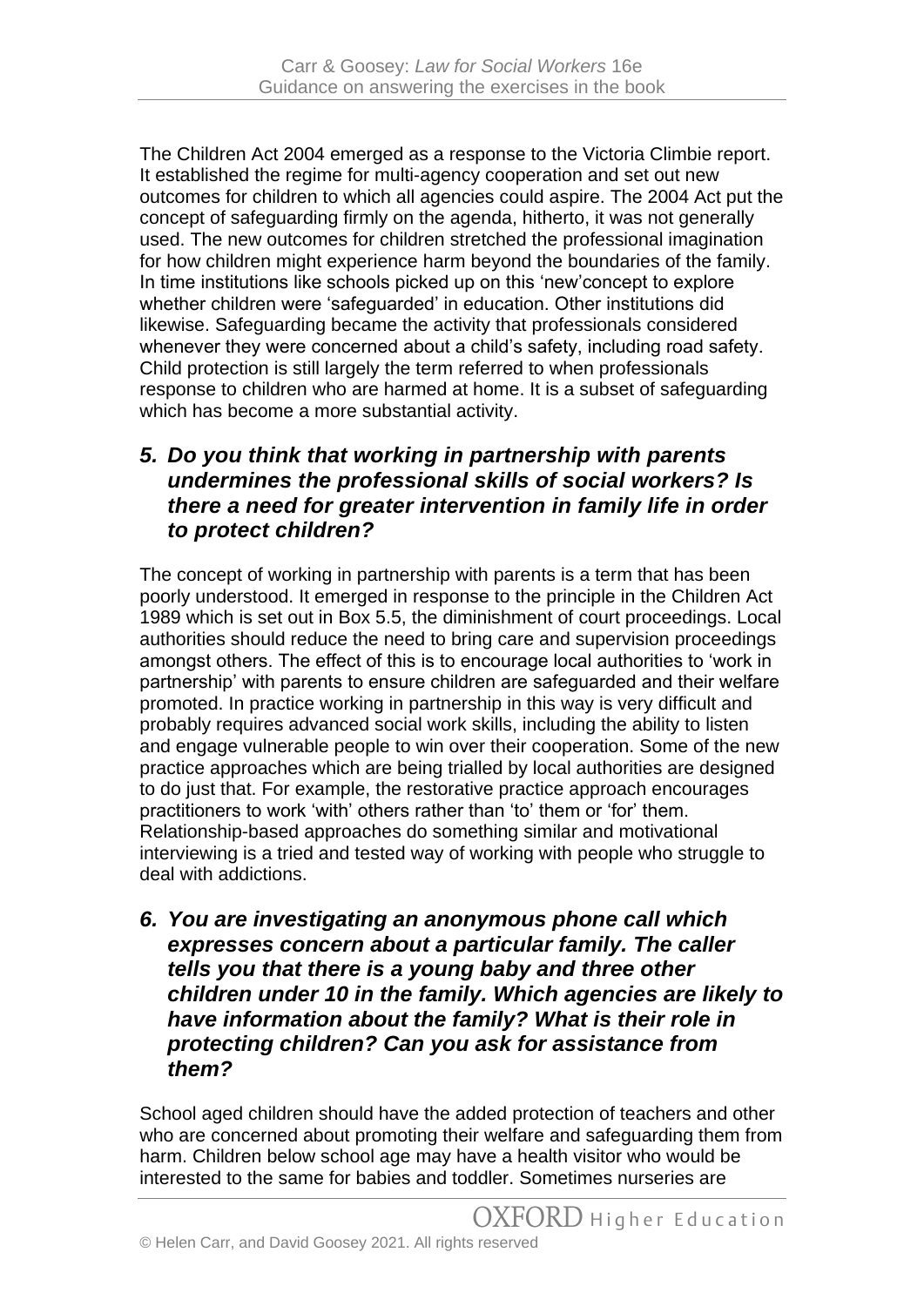The Children Act 2004 emerged as a response to the Victoria Climbie report. It established the regime for multi-agency cooperation and set out new outcomes for children to which all agencies could aspire. The 2004 Act put the concept of safeguarding firmly on the agenda, hitherto, it was not generally used. The new outcomes for children stretched the professional imagination for how children might experience harm beyond the boundaries of the family. In time institutions like schools picked up on this 'new'concept to explore whether children were 'safeguarded' in education. Other institutions did likewise. Safeguarding became the activity that professionals considered whenever they were concerned about a child's safety, including road safety. Child protection is still largely the term referred to when professionals response to children who are harmed at home. It is a subset of safeguarding which has become a more substantial activity.

### *5. Do you think that working in partnership with parents undermines the professional skills of social workers? Is there a need for greater intervention in family life in order to protect children?*

The concept of working in partnership with parents is a term that has been poorly understood. It emerged in response to the principle in the Children Act 1989 which is set out in Box 5.5, the diminishment of court proceedings. Local authorities should reduce the need to bring care and supervision proceedings amongst others. The effect of this is to encourage local authorities to 'work in partnership' with parents to ensure children are safeguarded and their welfare promoted. In practice working in partnership in this way is very difficult and probably requires advanced social work skills, including the ability to listen and engage vulnerable people to win over their cooperation. Some of the new practice approaches which are being trialled by local authorities are designed to do just that. For example, the restorative practice approach encourages practitioners to work 'with' others rather than 'to' them or 'for' them. Relationship-based approaches do something similar and motivational interviewing is a tried and tested way of working with people who struggle to deal with addictions.

### *6. You are investigating an anonymous phone call which expresses concern about a particular family. The caller tells you that there is a young baby and three other children under 10 in the family. Which agencies are likely to have information about the family? What is their role in protecting children? Can you ask for assistance from them?*

School aged children should have the added protection of teachers and other who are concerned about promoting their welfare and safeguarding them from harm. Children below school age may have a health visitor who would be interested to the same for babies and toddler. Sometimes nurseries are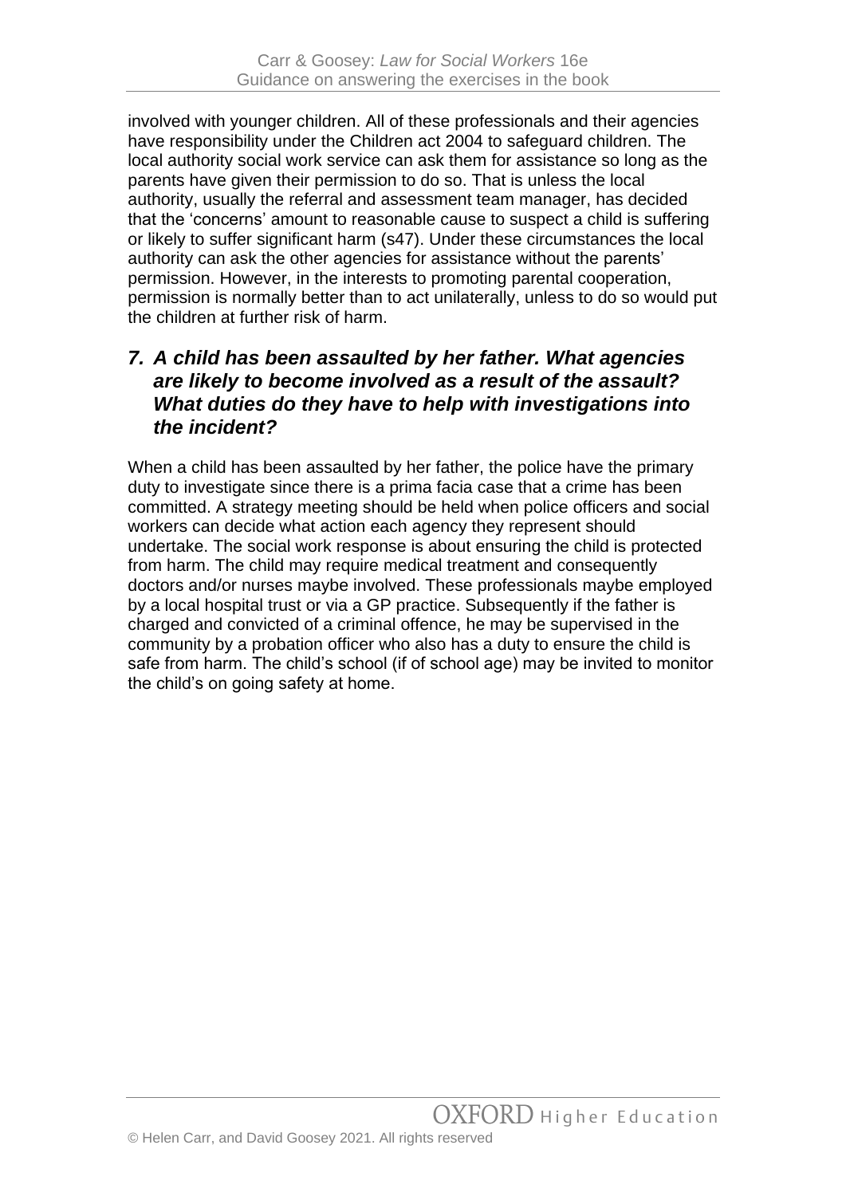involved with younger children. All of these professionals and their agencies have responsibility under the Children act 2004 to safeguard children. The local authority social work service can ask them for assistance so long as the parents have given their permission to do so. That is unless the local authority, usually the referral and assessment team manager, has decided that the 'concerns' amount to reasonable cause to suspect a child is suffering or likely to suffer significant harm (s47). Under these circumstances the local authority can ask the other agencies for assistance without the parents' permission. However, in the interests to promoting parental cooperation, permission is normally better than to act unilaterally, unless to do so would put the children at further risk of harm.

### *7. A child has been assaulted by her father. What agencies are likely to become involved as a result of the assault? What duties do they have to help with investigations into the incident?*

When a child has been assaulted by her father, the police have the primary duty to investigate since there is a prima facia case that a crime has been committed. A strategy meeting should be held when police officers and social workers can decide what action each agency they represent should undertake. The social work response is about ensuring the child is protected from harm. The child may require medical treatment and consequently doctors and/or nurses maybe involved. These professionals maybe employed by a local hospital trust or via a GP practice. Subsequently if the father is charged and convicted of a criminal offence, he may be supervised in the community by a probation officer who also has a duty to ensure the child is safe from harm. The child's school (if of school age) may be invited to monitor the child's on going safety at home.